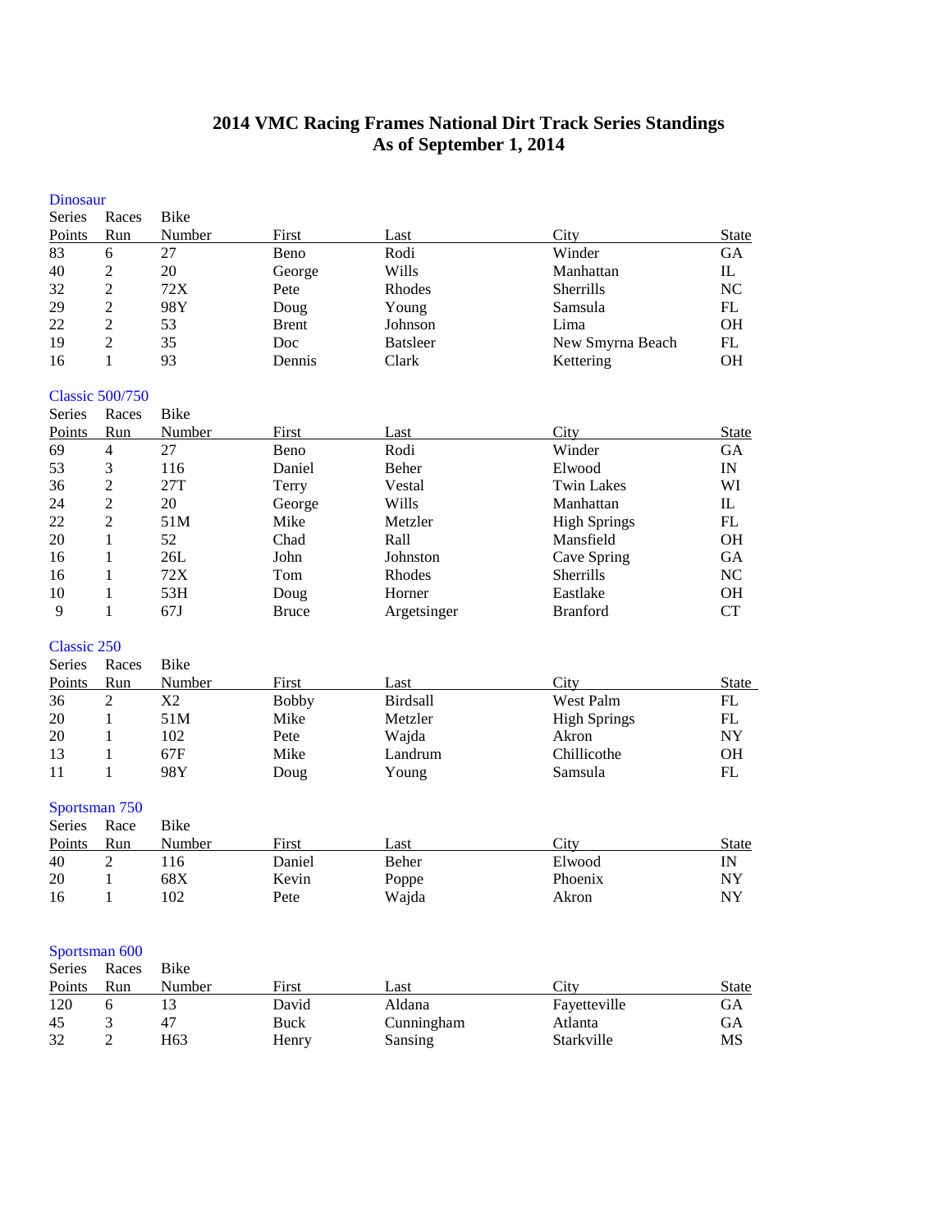# 2014 VMC Racing Frames National Dirt Track Series Standings
## As of September 1, 2014

### Dinosaur

| Series Points | Races Run | Bike Number | First | Last | City | State |
|---|---|---|---|---|---|---|
| 83 | 6 | 27 | Beno | Rodi | Winder | GA |
| 40 | 2 | 20 | George | Wills | Manhattan | IL |
| 32 | 2 | 72X | Pete | Rhodes | Sherrills | NC |
| 29 | 2 | 98Y | Doug | Young | Samsula | FL |
| 22 | 2 | 53 | Brent | Johnson | Lima | OH |
| 19 | 2 | 35 | Doc | Batsleer | New Smyrna Beach | FL |
| 16 | 1 | 93 | Dennis | Clark | Kettering | OH |

### Classic 500/750

| Series Points | Races Run | Bike Number | First | Last | City | State |
|---|---|---|---|---|---|---|
| 69 | 4 | 27 | Beno | Rodi | Winder | GA |
| 53 | 3 | 116 | Daniel | Beher | Elwood | IN |
| 36 | 2 | 27T | Terry | Vestal | Twin Lakes | WI |
| 24 | 2 | 20 | George | Wills | Manhattan | IL |
| 22 | 2 | 51M | Mike | Metzler | High Springs | FL |
| 20 | 1 | 52 | Chad | Rall | Mansfield | OH |
| 16 | 1 | 26L | John | Johnston | Cave Spring | GA |
| 16 | 1 | 72X | Tom | Rhodes | Sherrills | NC |
| 10 | 1 | 53H | Doug | Horner | Eastlake | OH |
| 9 | 1 | 67J | Bruce | Argetsinger | Branford | CT |

### Classic 250

| Series Points | Races Run | Bike Number | First | Last | City | State |
|---|---|---|---|---|---|---|
| 36 | 2 | X2 | Bobby | Birdsall | West Palm | FL |
| 20 | 1 | 51M | Mike | Metzler | High Springs | FL |
| 20 | 1 | 102 | Pete | Wajda | Akron | NY |
| 13 | 1 | 67F | Mike | Landrum | Chillicothe | OH |
| 11 | 1 | 98Y | Doug | Young | Samsula | FL |

### Sportsman 750

| Series Points | Race Run | Bike Number | First | Last | City | State |
|---|---|---|---|---|---|---|
| 40 | 2 | 116 | Daniel | Beher | Elwood | IN |
| 20 | 1 | 68X | Kevin | Poppe | Phoenix | NY |
| 16 | 1 | 102 | Pete | Wajda | Akron | NY |

### Sportsman 600

| Series Points | Races Run | Bike Number | First | Last | City | State |
|---|---|---|---|---|---|---|
| 120 | 6 | 13 | David | Aldana | Fayetteville | GA |
| 45 | 3 | 47 | Buck | Cunningham | Atlanta | GA |
| 32 | 2 | H63 | Henry | Sansing | Starkville | MS |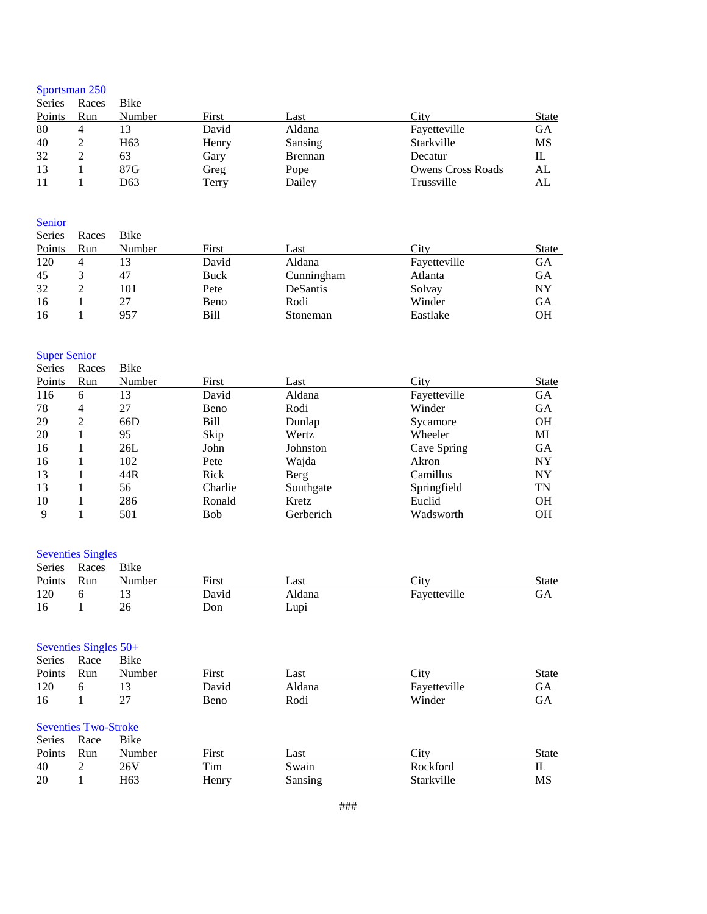## Sportsman 250

| Series Points | Races Run | Bike Number | First | Last | City | State |
|---|---|---|---|---|---|---|
| 80 | 4 | 13 | David | Aldana | Fayetteville | GA |
| 40 | 2 | H63 | Henry | Sansing | Starkville | MS |
| 32 | 2 | 63 | Gary | Brennan | Decatur | IL |
| 13 | 1 | 87G | Greg | Pope | Owens Cross Roads | AL |
| 11 | 1 | D63 | Terry | Dailey | Trussville | AL |

## Senior

| Series Points | Races Run | Bike Number | First | Last | City | State |
|---|---|---|---|---|---|---|
| 120 | 4 | 13 | David | Aldana | Fayetteville | GA |
| 45 | 3 | 47 | Buck | Cunningham | Atlanta | GA |
| 32 | 2 | 101 | Pete | DeSantis | Solvay | NY |
| 16 | 1 | 27 | Beno | Rodi | Winder | GA |
| 16 | 1 | 957 | Bill | Stoneman | Eastlake | OH |

## Super Senior

| Series Points | Races Run | Bike Number | First | Last | City | State |
|---|---|---|---|---|---|---|
| 116 | 6 | 13 | David | Aldana | Fayetteville | GA |
| 78 | 4 | 27 | Beno | Rodi | Winder | GA |
| 29 | 2 | 66D | Bill | Dunlap | Sycamore | OH |
| 20 | 1 | 95 | Skip | Wertz | Wheeler | MI |
| 16 | 1 | 26L | John | Johnston | Cave Spring | GA |
| 16 | 1 | 102 | Pete | Wajda | Akron | NY |
| 13 | 1 | 44R | Rick | Berg | Camillus | NY |
| 13 | 1 | 56 | Charlie | Southgate | Springfield | TN |
| 10 | 1 | 286 | Ronald | Kretz | Euclid | OH |
| 9 | 1 | 501 | Bob | Gerberich | Wadsworth | OH |

## Seventies Singles

| Series Points | Races Run | Bike Number | First | Last | City | State |
|---|---|---|---|---|---|---|
| 120 | 6 | 13 | David | Aldana | Fayetteville | GA |
| 16 | 1 | 26 | Don | Lupi | | |

## Seventies Singles 50+

| Series Points | Race Run | Bike Number | First | Last | City | State |
|---|---|---|---|---|---|---|
| 120 | 6 | 13 | David | Aldana | Fayetteville | GA |
| 16 | 1 | 27 | Beno | Rodi | Winder | GA |

## Seventies Two-Stroke

| Series Points | Race Run | Bike Number | First | Last | City | State |
|---|---|---|---|---|---|---|
| 40 | 2 | 26V | Tim | Swain | Rockford | IL |
| 20 | 1 | H63 | Henry | Sansing | Starkville | MS |

###